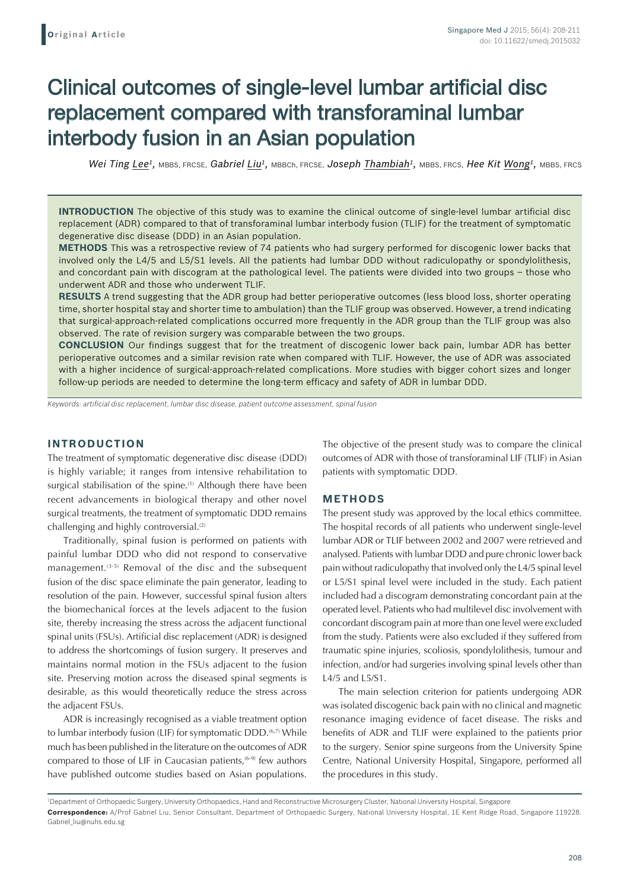**Original Article**

# Clinical outcomes of single-level lumbar artificial disc replacement compared with transforaminal lumbar interbody fusion in an Asian population

*Wei Ting Lee*[1], MBBS, FRCSE, *Gabriel Liu*[1], MBBCh, FRCSE, *Joseph Thambiah*[1], MBBS, FRCS, *Hee Kit Wong*[1], MBBS, FRCS

**INTRODUCTION** The objective of this study was to examine the clinical outcome of single-level lumbar artificial disc replacement (ADR) compared to that of transforaminal lumbar interbody fusion (TLIF) for the treatment of symptomatic degenerative disc disease (DDD) in an Asian population.

**METHODS** This was a retrospective review of 74 patients who had surgery performed for discogenic lower backs that involved only the L4/5 and L5/S1 levels. All the patients had lumbar DDD without radiculopathy or spondylolithesis, and concordant pain with discogram at the pathological level. The patients were divided into two groups – those who underwent ADR and those who underwent TLIF.

**RESULTS** A trend suggesting that the ADR group had better perioperative outcomes (less blood loss, shorter operating time, shorter hospital stay and shorter time to ambulation) than the TLIF group was observed. However, a trend indicating that surgical-approach-related complications occurred more frequently in the ADR group than the TLIF group was also observed. The rate of revision surgery was comparable between the two groups.

**CONCLUSION** Our findings suggest that for the treatment of discogenic lower back pain, lumbar ADR has better perioperative outcomes and a similar revision rate when compared with TLIF. However, the use of ADR was associated with a higher incidence of surgical-approach-related complications. More studies with bigger cohort sizes and longer follow-up periods are needed to determine the long-term efficacy and safety of ADR in lumbar DDD.

*Keywords: artificial disc replacement, lumbar disc disease, patient outcome assessment, spinal fusion*

## INTRODUCTION

The treatment of symptomatic degenerative disc disease (DDD) is highly variable; it ranges from intensive rehabilitation to surgical stabilisation of the spine.[1] Although there have been recent advancements in biological therapy and other novel surgical treatments, the treatment of symptomatic DDD remains challenging and highly controversial.[2]

Traditionally, spinal fusion is performed on patients with painful lumbar DDD who did not respond to conservative management.[3-5] Removal of the disc and the subsequent fusion of the disc space eliminate the pain generator, leading to resolution of the pain. However, successful spinal fusion alters the biomechanical forces at the levels adjacent to the fusion site, thereby increasing the stress across the adjacent functional spinal units (FSUs). Artificial disc replacement (ADR) is designed to address the shortcomings of fusion surgery. It preserves and maintains normal motion in the FSUs adjacent to the fusion site. Preserving motion across the diseased spinal segments is desirable, as this would theoretically reduce the stress across the adjacent FSUs.

ADR is increasingly recognised as a viable treatment option to lumbar interbody fusion (LIF) for symptomatic DDD.[6,7] While much has been published in the literature on the outcomes of ADR compared to those of LIF in Caucasian patients,[6-9] few authors have published outcome studies based on Asian populations. The objective of the present study was to compare the clinical outcomes of ADR with those of transforaminal LIF (TLIF) in Asian patients with symptomatic DDD.

## METHODS

The present study was approved by the local ethics committee. The hospital records of all patients who underwent single-level lumbar ADR or TLIF between 2002 and 2007 were retrieved and analysed. Patients with lumbar DDD and pure chronic lower back pain without radiculopathy that involved only the L4/5 spinal level or L5/S1 spinal level were included in the study. Each patient included had a discogram demonstrating concordant pain at the operated level. Patients who had multilevel disc involvement with concordant discogram pain at more than one level were excluded from the study. Patients were also excluded if they suffered from traumatic spine injuries, scoliosis, spondylolisthesis, tumour and infection, and/or had surgeries involving spinal levels other than L4/5 and L5/S1.

The main selection criterion for patients undergoing ADR was isolated discogenic back pain with no clinical and magnetic resonance imaging evidence of facet disease. The risks and benefits of ADR and TLIF were explained to the patients prior to the surgery. Senior spine surgeons from the University Spine Centre, National University Hospital, Singapore, performed all the procedures in this study.

[1]Department of Orthopaedic Surgery, University Orthopaedics, Hand and Reconstructive Microsurgery Cluster, National University Hospital, Singapore

**Correspondence:** A/Prof Gabriel Liu, Senior Consultant, Department of Orthopaedic Surgery, National University Hospital, 1E Kent Ridge Road, Singapore 119228. Gabriel_liu@nuhs.edu.sg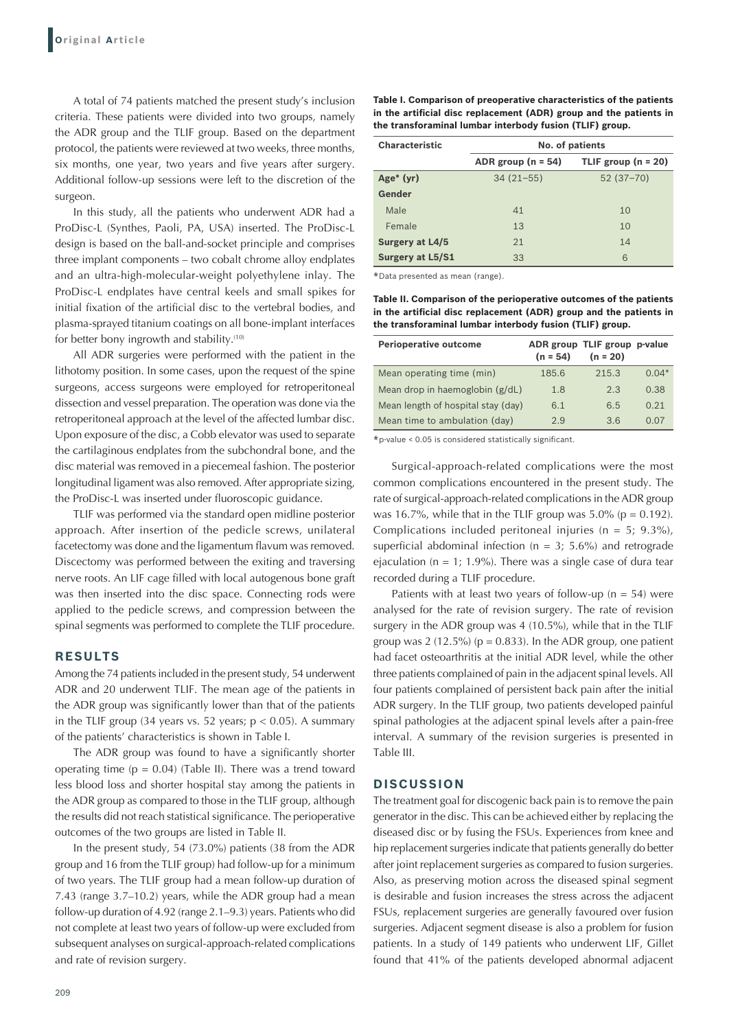A total of 74 patients matched the present study's inclusion criteria. These patients were divided into two groups, namely the ADR group and the TLIF group. Based on the department protocol, the patients were reviewed at two weeks, three months, six months, one year, two years and five years after surgery. Additional follow-up sessions were left to the discretion of the surgeon.

In this study, all the patients who underwent ADR had a ProDisc-L (Synthes, Paoli, PA, USA) inserted. The ProDisc-L design is based on the ball-and-socket principle and comprises three implant components – two cobalt chrome alloy endplates and an ultra-high-molecular-weight polyethylene inlay. The ProDisc-L endplates have central keels and small spikes for initial fixation of the artificial disc to the vertebral bodies, and plasma-sprayed titanium coatings on all bone-implant interfaces for better bony ingrowth and stability.[10]

All ADR surgeries were performed with the patient in the lithotomy position. In some cases, upon the request of the spine surgeons, access surgeons were employed for retroperitoneal dissection and vessel preparation. The operation was done via the retroperitoneal approach at the level of the affected lumbar disc. Upon exposure of the disc, a Cobb elevator was used to separate the cartilaginous endplates from the subchondral bone, and the disc material was removed in a piecemeal fashion. The posterior longitudinal ligament was also removed. After appropriate sizing, the ProDisc-L was inserted under fluoroscopic guidance.

TLIF was performed via the standard open midline posterior approach. After insertion of the pedicle screws, unilateral facetectomy was done and the ligamentum flavum was removed. Discectomy was performed between the exiting and traversing nerve roots. An LIF cage filled with local autogenous bone graft was then inserted into the disc space. Connecting rods were applied to the pedicle screws, and compression between the spinal segments was performed to complete the TLIF procedure.

## RESULTS

Among the 74 patients included in the present study, 54 underwent ADR and 20 underwent TLIF. The mean age of the patients in the ADR group was significantly lower than that of the patients in the TLIF group (34 years vs. 52 years; $p < 0.05$). A summary of the patients' characteristics is shown in Table I.

The ADR group was found to have a significantly shorter operating time ($p = 0.04$) (Table II). There was a trend toward less blood loss and shorter hospital stay among the patients in the ADR group as compared to those in the TLIF group, although the results did not reach statistical significance. The perioperative outcomes of the two groups are listed in Table II.

In the present study, 54 (73.0%) patients (38 from the ADR group and 16 from the TLIF group) had follow-up for a minimum of two years. The TLIF group had a mean follow-up duration of 7.43 (range 3.7–10.2) years, while the ADR group had a mean follow-up duration of 4.92 (range 2.1–9.3) years. Patients who did not complete at least two years of follow-up were excluded from subsequent analyses on surgical-approach-related complications and rate of revision surgery.

**Table I. Comparison of preoperative characteristics of the patients in the artificial disc replacement (ADR) group and the patients in the transforaminal lumbar interbody fusion (TLIF) group.**

| Characteristic | No. of patients | |
|---|---|---|
| | ADR group (n = 54) | TLIF group (n = 20) |
| **Age* (yr)** | 34 (21–55) | 52 (37–70) |
| **Gender** | | |
| Male | 41 | 10 |
| Female | 13 | 10 |
| **Surgery at L4/5** | 21 | 14 |
| **Surgery at L5/S1** | 33 | 6 |

*Data presented as mean (range).

**Table II. Comparison of the perioperative outcomes of the patients in the artificial disc replacement (ADR) group and the patients in the transforaminal lumbar interbody fusion (TLIF) group.**

| Perioperative outcome | ADR group (n = 54) | TLIF group (n = 20) | p-value |
|---|---|---|---|
| Mean operating time (min) | 185.6 | 215.3 | 0.04* |
| Mean drop in haemoglobin (g/dL) | 1.8 | 2.3 | 0.38 |
| Mean length of hospital stay (day) | 6.1 | 6.5 | 0.21 |
| Mean time to ambulation (day) | 2.9 | 3.6 | 0.07 |

*p-value < 0.05 is considered statistically significant.

Surgical-approach-related complications were the most common complications encountered in the present study. The rate of surgical-approach-related complications in the ADR group was 16.7%, while that in the TLIF group was 5.0% ($p = 0.192$). Complications included peritoneal injuries (n = 5; 9.3%), superficial abdominal infection (n = 3; 5.6%) and retrograde ejaculation (n = 1; 1.9%). There was a single case of dura tear recorded during a TLIF procedure.

Patients with at least two years of follow-up (n = 54) were analysed for the rate of revision surgery. The rate of revision surgery in the ADR group was 4 (10.5%), while that in the TLIF group was 2 (12.5%) ($p = 0.833$). In the ADR group, one patient had facet osteoarthritis at the initial ADR level, while the other three patients complained of pain in the adjacent spinal levels. All four patients complained of persistent back pain after the initial ADR surgery. In the TLIF group, two patients developed painful spinal pathologies at the adjacent spinal levels after a pain-free interval. A summary of the revision surgeries is presented in Table III.

## DISCUSSION

The treatment goal for discogenic back pain is to remove the pain generator in the disc. This can be achieved either by replacing the diseased disc or by fusing the FSUs. Experiences from knee and hip replacement surgeries indicate that patients generally do better after joint replacement surgeries as compared to fusion surgeries. Also, as preserving motion across the diseased spinal segment is desirable and fusion increases the stress across the adjacent FSUs, replacement surgeries are generally favoured over fusion surgeries. Adjacent segment disease is also a problem for fusion patients. In a study of 149 patients who underwent LIF, Gillet found that 41% of the patients developed abnormal adjacent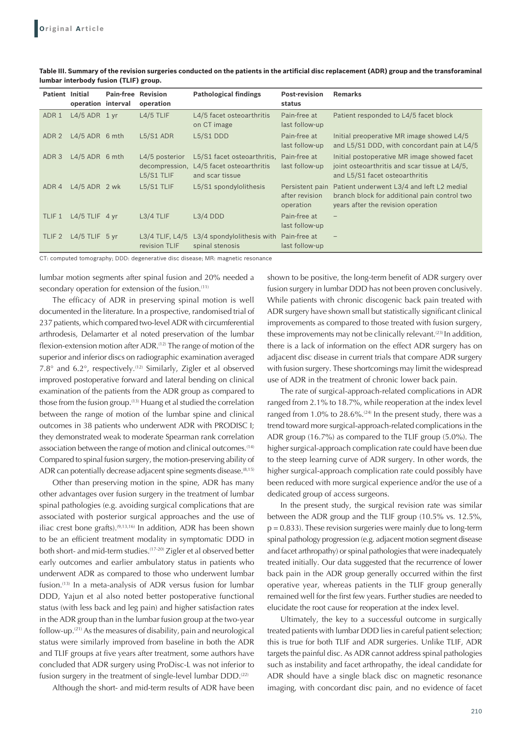**Table III. Summary of the revision surgeries conducted on the patients in the artificial disc replacement (ADR) group and the transforaminal lumbar interbody fusion (TLIF) group.**

| Patient | Initial operation | Pain-free interval | Revision operation | Pathological findings | Post-revision status | Remarks |
|---|---|---|---|---|---|---|
| ADR 1 | L4/5 ADR | 1 yr | L4/5 TLIF | L4/5 facet osteoarthritis on CT image | Pain-free at last follow-up | Patient responded to L4/5 facet block |
| ADR 2 | L4/5 ADR | 6 mth | L5/S1 ADR | L5/S1 DDD | Pain-free at last follow-up | Initial preoperative MR image showed L4/5 and L5/S1 DDD, with concordant pain at L4/5 |
| ADR 3 | L4/5 ADR | 6 mth | L4/5 posterior decompression, L5/S1 TLIF | L5/S1 facet osteoarthritis, L4/5 facet osteoarthritis and scar tissue | Pain-free at last follow-up | Initial postoperative MR image showed facet joint osteoarthritis and scar tissue at L4/5, and L5/S1 facet osteoarthritis |
| ADR 4 | L4/5 ADR | 2 wk | L5/S1 TLIF | L5/S1 spondylolisthesis | Persistent pain after revision operation | Patient underwent L3/4 and left L2 medial branch block for additional pain control two years after the revision operation |
| TLIF 1 | L4/5 TLIF | 4 yr | L3/4 TLIF | L3/4 DDD | Pain-free at last follow-up | – |
| TLIF 2 | L4/5 TLIF | 5 yr | L3/4 TLIF, L4/5 revision TLIF | L3/4 spondylolisthesis with spinal stenosis | Pain-free at last follow-up | – |

CT: computed tomography; DDD: degenerative disc disease; MR: magnetic resonance

lumbar motion segments after spinal fusion and 20% needed a secondary operation for extension of the fusion.[11]

The efficacy of ADR in preserving spinal motion is well documented in the literature. In a prospective, randomised trial of 237 patients, which compared two-level ADR with circumferential arthrodesis, Delamarter et al noted preservation of the lumbar flexion-extension motion after ADR.[12] The range of motion of the superior and inferior discs on radiographic examination averaged 7.8° and 6.2°, respectively.[12] Similarly, Zigler et al observed improved postoperative forward and lateral bending on clinical examination of the patients from the ADR group as compared to those from the fusion group.[13] Huang et al studied the correlation between the range of motion of the lumbar spine and clinical outcomes in 38 patients who underwent ADR with PRODISC I; they demonstrated weak to moderate Spearman rank correlation association between the range of motion and clinical outcomes.[14] Compared to spinal fusion surgery, the motion-preserving ability of ADR can potentially decrease adjacent spine segments disease.[8,15]

Other than preserving motion in the spine, ADR has many other advantages over fusion surgery in the treatment of lumbar spinal pathologies (e.g. avoiding surgical complications that are associated with posterior surgical approaches and the use of iliac crest bone grafts).[9,13,16] In addition, ADR has been shown to be an efficient treatment modality in symptomatic DDD in both short- and mid-term studies.[17-20] Zigler et al observed better early outcomes and earlier ambulatory status in patients who underwent ADR as compared to those who underwent lumbar fusion.[13] In a meta-analysis of ADR versus fusion for lumbar DDD, Yajun et al also noted better postoperative functional status (with less back and leg pain) and higher satisfaction rates in the ADR group than in the lumbar fusion group at the two-year follow-up.[21] As the measures of disability, pain and neurological status were similarly improved from baseline in both the ADR and TLIF groups at five years after treatment, some authors have concluded that ADR surgery using ProDisc-L was not inferior to fusion surgery in the treatment of single-level lumbar DDD.[22]

Although the short- and mid-term results of ADR have been shown to be positive, the long-term benefit of ADR surgery over fusion surgery in lumbar DDD has not been proven conclusively. While patients with chronic discogenic back pain treated with ADR surgery have shown small but statistically significant clinical improvements as compared to those treated with fusion surgery, these improvements may not be clinically relevant.[23] In addition, there is a lack of information on the effect ADR surgery has on adjacent disc disease in current trials that compare ADR surgery with fusion surgery. These shortcomings may limit the widespread use of ADR in the treatment of chronic lower back pain.

The rate of surgical-approach-related complications in ADR ranged from 2.1% to 18.7%, while reoperation at the index level ranged from 1.0% to 28.6%.[24] In the present study, there was a trend toward more surgical-approach-related complications in the ADR group (16.7%) as compared to the TLIF group (5.0%). The higher surgical-approach complication rate could have been due to the steep learning curve of ADR surgery. In other words, the higher surgical-approach complication rate could possibly have been reduced with more surgical experience and/or the use of a dedicated group of access surgeons.

In the present study, the surgical revision rate was similar between the ADR group and the TLIF group (10.5% vs. 12.5%, $p = 0.833$). These revision surgeries were mainly due to long-term spinal pathology progression (e.g. adjacent motion segment disease and facet arthropathy) or spinal pathologies that were inadequately treated initially. Our data suggested that the recurrence of lower back pain in the ADR group generally occurred within the first operative year, whereas patients in the TLIF group generally remained well for the first few years. Further studies are needed to elucidate the root cause for reoperation at the index level.

Ultimately, the key to a successful outcome in surgically treated patients with lumbar DDD lies in careful patient selection; this is true for both TLIF and ADR surgeries. Unlike TLIF, ADR targets the painful disc. As ADR cannot address spinal pathologies such as instability and facet arthropathy, the ideal candidate for ADR should have a single black disc on magnetic resonance imaging, with concordant disc pain, and no evidence of facet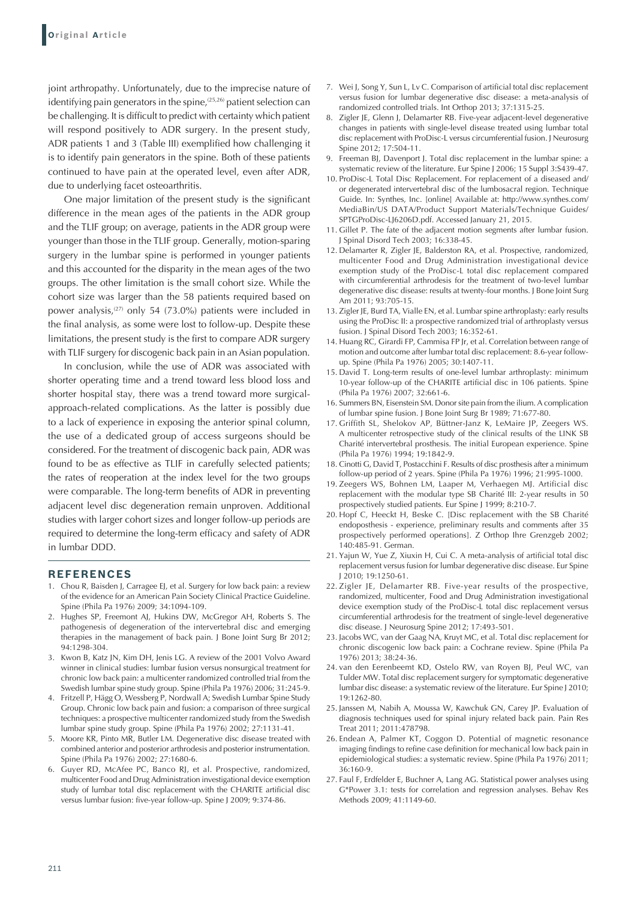joint arthropathy. Unfortunately, due to the imprecise nature of identifying pain generators in the spine,[25,26] patient selection can be challenging. It is difficult to predict with certainty which patient will respond positively to ADR surgery. In the present study, ADR patients 1 and 3 (Table III) exemplified how challenging it is to identify pain generators in the spine. Both of these patients continued to have pain at the operated level, even after ADR, due to underlying facet osteoarthritis.

One major limitation of the present study is the significant difference in the mean ages of the patients in the ADR group and the TLIF group; on average, patients in the ADR group were younger than those in the TLIF group. Generally, motion-sparing surgery in the lumbar spine is performed in younger patients and this accounted for the disparity in the mean ages of the two groups. The other limitation is the small cohort size. While the cohort size was larger than the 58 patients required based on power analysis,[27] only 54 (73.0%) patients were included in the final analysis, as some were lost to follow-up. Despite these limitations, the present study is the first to compare ADR surgery with TLIF surgery for discogenic back pain in an Asian population.

In conclusion, while the use of ADR was associated with shorter operating time and a trend toward less blood loss and shorter hospital stay, there was a trend toward more surgical-approach-related complications. As the latter is possibly due to a lack of experience in exposing the anterior spinal column, the use of a dedicated group of access surgeons should be considered. For the treatment of discogenic back pain, ADR was found to be as effective as TLIF in carefully selected patients; the rates of reoperation at the index level for the two groups were comparable. The long-term benefits of ADR in preventing adjacent level disc degeneration remain unproven. Additional studies with larger cohort sizes and longer follow-up periods are required to determine the long-term efficacy and safety of ADR in lumbar DDD.

## REFERENCES

1. Chou R, Baisden J, Carragee EJ, et al. Surgery for low back pain: a review of the evidence for an American Pain Society Clinical Practice Guideline. Spine (Phila Pa 1976) 2009; 34:1094-109.
2. Hughes SP, Freemont AJ, Hukins DW, McGregor AH, Roberts S. The pathogenesis of degeneration of the intervertebral disc and emerging therapies in the management of back pain. J Bone Joint Surg Br 2012; 94:1298-304.
3. Kwon B, Katz JN, Kim DH, Jenis LG. A review of the 2001 Volvo Award winner in clinical studies: lumbar fusion versus nonsurgical treatment for chronic low back pain: a multicenter randomized controlled trial from the Swedish lumbar spine study group. Spine (Phila Pa 1976) 2006; 31:245-9.
4. Fritzell P, Hägg O, Wessberg P, Nordwall A; Swedish Lumbar Spine Study Group. Chronic low back pain and fusion: a comparison of three surgical techniques: a prospective multicenter randomized study from the Swedish lumbar spine study group. Spine (Phila Pa 1976) 2002; 27:1131-41.
5. Moore KR, Pinto MR, Butler LM. Degenerative disc disease treated with combined anterior and posterior arthrodesis and posterior instrumentation. Spine (Phila Pa 1976) 2002; 27:1680-6.
6. Guyer RD, McAfee PC, Banco RJ, et al. Prospective, randomized, multicenter Food and Drug Administration investigational device exemption study of lumbar total disc replacement with the CHARITE artificial disc versus lumbar fusion: five-year follow-up. Spine J 2009; 9:374-86.
7. Wei J, Song Y, Sun L, Lv C. Comparison of artificial total disc replacement versus fusion for lumbar degenerative disc disease: a meta-analysis of randomized controlled trials. Int Orthop 2013; 37:1315-25.
8. Zigler JE, Glenn J, Delamarter RB. Five-year adjacent-level degenerative changes in patients with single-level disease treated using lumbar total disc replacement with ProDisc-L versus circumferential fusion. J Neurosurg Spine 2012; 17:504-11.
9. Freeman BJ, Davenport J. Total disc replacement in the lumbar spine: a systematic review of the literature. Eur Spine J 2006; 15 Suppl 3:S439-47.
10. ProDisc-L Total Disc Replacement. For replacement of a diseased and/or degenerated intervertebral disc of the lumbosacral region. Technique Guide. In: Synthes, Inc. [online] Available at: http://www.synthes.com/MediaBin/US DATA/Product Support Materials/Technique Guides/SPTGProDisc-LJ6206D.pdf. Accessed January 21, 2015.
11. Gillet P. The fate of the adjacent motion segments after lumbar fusion. J Spinal Disord Tech 2003; 16:338-45.
12. Delamarter R, Zigler JE, Balderston RA, et al. Prospective, randomized, multicenter Food and Drug Administration investigational device exemption study of the ProDisc-L total disc replacement compared with circumferential arthrodesis for the treatment of two-level lumbar degenerative disc disease: results at twenty-four months. J Bone Joint Surg Am 2011; 93:705-15.
13. Zigler JE, Burd TA, Vialle EN, et al. Lumbar spine arthroplasty: early results using the ProDisc II: a prospective randomized trial of arthroplasty versus fusion. J Spinal Disord Tech 2003; 16:352-61.
14. Huang RC, Girardi FP, Cammisa FP Jr, et al. Correlation between range of motion and outcome after lumbar total disc replacement: 8.6-year follow-up. Spine (Phila Pa 1976) 2005; 30:1407-11.
15. David T. Long-term results of one-level lumbar arthroplasty: minimum 10-year follow-up of the CHARITE artificial disc in 106 patients. Spine (Phila Pa 1976) 2007; 32:661-6.
16. Summers BN, Eisenstein SM. Donor site pain from the ilium. A complication of lumbar spine fusion. J Bone Joint Surg Br 1989; 71:677-80.
17. Griffith SL, Shelokov AP, Büttner-Janz K, LeMaire JP, Zeegers WS. A multicenter retrospective study of the clinical results of the LINK SB Charité intervertebral prosthesis. The initial European experience. Spine (Phila Pa 1976) 1994; 19:1842-9.
18. Cinotti G, David T, Postacchini F. Results of disc prosthesis after a minimum follow-up period of 2 years. Spine (Phila Pa 1976) 1996; 21:995-1000.
19. Zeegers WS, Bohnen LM, Laaper M, Verhaegen MJ. Artificial disc replacement with the modular type SB Charité III: 2-year results in 50 prospectively studied patients. Eur Spine J 1999; 8:210-7.
20. Hopf C, Heeckt H, Beske C. [Disc replacement with the SB Charité endoposthesis - experience, preliminary results and comments after 35 prospectively performed operations]. Z Orthop Ihre Grenzgeb 2002; 140:485-91. German.
21. Yajun W, Yue Z, Xiuxin H, Cui C. A meta-analysis of artificial total disc replacement versus fusion for lumbar degenerative disc disease. Eur Spine J 2010; 19:1250-61.
22. Zigler JE, Delamarter RB. Five-year results of the prospective, randomized, multicenter, Food and Drug Administration investigational device exemption study of the ProDisc-L total disc replacement versus circumferential arthrodesis for the treatment of single-level degenerative disc disease. J Neurosurg Spine 2012; 17:493-501.
23. Jacobs WC, van der Gaag NA, Kruyt MC, et al. Total disc replacement for chronic discogenic low back pain: a Cochrane review. Spine (Phila Pa 1976) 2013; 38:24-36.
24. van den Eerenbeemt KD, Ostelo RW, van Royen BJ, Peul WC, van Tulder MW. Total disc replacement surgery for symptomatic degenerative lumbar disc disease: a systematic review of the literature. Eur Spine J 2010; 19:1262-80.
25. Janssen M, Nabih A, Moussa W, Kawchuk GN, Carey JP. Evaluation of diagnosis techniques used for spinal injury related back pain. Pain Res Treat 2011; 2011:478798.
26. Endean A, Palmer KT, Coggon D. Potential of magnetic resonance imaging findings to refine case definition for mechanical low back pain in epidemiological studies: a systematic review. Spine (Phila Pa 1976) 2011; 36:160-9.
27. Faul F, Erdfelder E, Buchner A, Lang AG. Statistical power analyses using G*Power 3.1: tests for correlation and regression analyses. Behav Res Methods 2009; 41:1149-60.